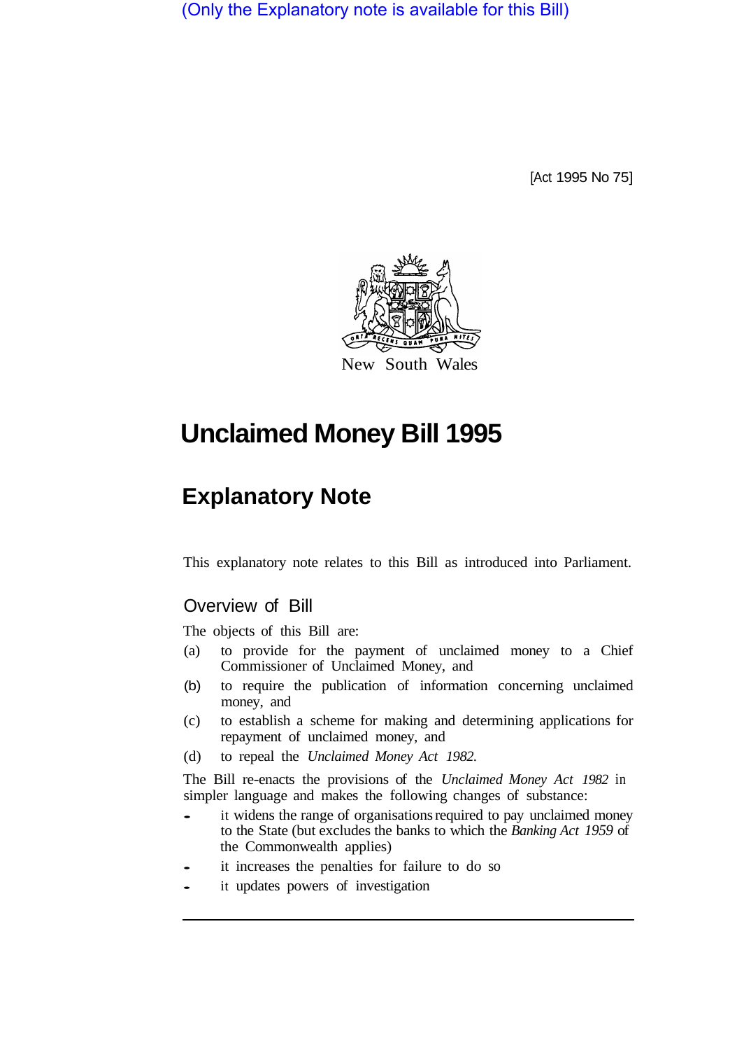(Only the Explanatory note is available for this Bill)

[Act 1995 No 75]

New South Wales

# Unclaimed Money Bill 1995

## Explanatory Note

This explanatory note relates to this Bill as introduced into Parliament.

### Overview of Bill

The objects of this Bill are:

(a) to provide for the payment of unclaimed money to a Chief Commissioner of Unclaimed Money, and

(b) to require the publication of information concerning unclaimed money, and

(c) to establish a scheme for making and determining applications for repayment of unclaimed money, and

(d) to repeal the *Unclaimed Money Act 1982.*

The Bill re-enacts the provisions of the *Unclaimed Money Act 1982* in simpler language and makes the following changes of substance:

- it widens the range of organisations required to pay unclaimed money to the State (but excludes the banks to which the *Banking Act 1959* of the Commonwealth applies)
- it increases the penalties for failure to do so
- it updates powers of investigation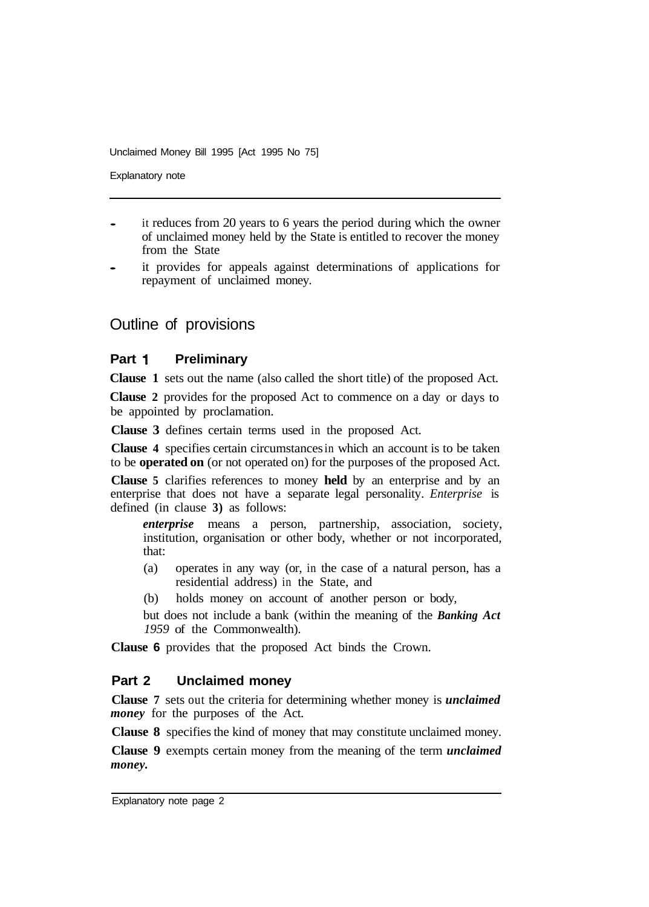- it reduces from 20 years to 6 years the period during which the owner of unclaimed money held by the State is entitled to recover the money from the State
- it provides for appeals against determinations of applications for repayment of unclaimed money.

## Outline of provisions

### Part 1 Preliminary

**Clause 1** sets out the name (also called the short title) of the proposed Act.

**Clause 2** provides for the proposed Act to commence on a day or days to be appointed by proclamation.

**Clause 3** defines certain terms used in the proposed Act.

**Clause 4** specifies certain circumstances in which an account is to be taken to be **operated on** (or not operated on) for the purposes of the proposed Act.

**Clause 5** clarifies references to money **held** by an enterprise and by an enterprise that does not have a separate legal personality. *Enterprise* is defined (in clause **3)** as follows:

> ***enterprise*** means a person, partnership, association, society, institution, organisation or other body, whether or not incorporated, that:
>
> (a) operates in any way (or, in the case of a natural person, has a residential address) in the State, and
>
> (b) holds money on account of another person or body,
>
> but does not include a bank (within the meaning of the ***Banking Act*** *1959* of the Commonwealth).

**Clause 6** provides that the proposed Act binds the Crown.

### Part 2 Unclaimed money

**Clause 7** sets out the criteria for determining whether money is ***unclaimed money*** for the purposes of the Act.

**Clause 8** specifies the kind of money that may constitute unclaimed money.

**Clause 9** exempts certain money from the meaning of the term ***unclaimed money.***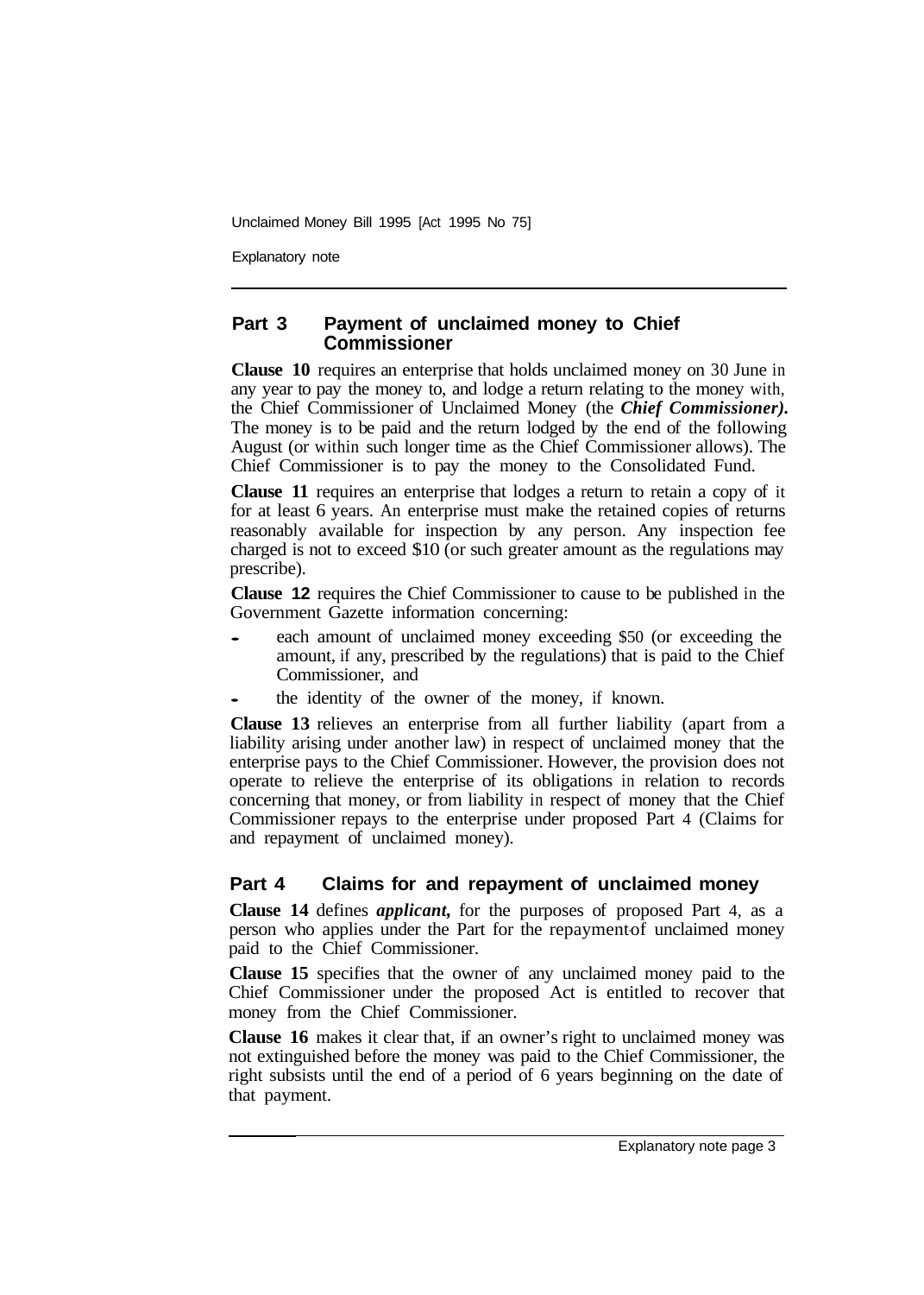## Part 3 Payment of unclaimed money to Chief Commissioner

**Clause 10** requires an enterprise that holds unclaimed money on 30 June in any year to pay the money to, and lodge a return relating to the money with, the Chief Commissioner of Unclaimed Money (the ***Chief Commissioner).*** The money is to be paid and the return lodged by the end of the following August (or within such longer time as the Chief Commissioner allows). The Chief Commissioner is to pay the money to the Consolidated Fund.

**Clause 11** requires an enterprise that lodges a return to retain a copy of it for at least 6 years. An enterprise must make the retained copies of returns reasonably available for inspection by any person. Any inspection fee charged is not to exceed $10 (or such greater amount as the regulations may prescribe).

**Clause 12** requires the Chief Commissioner to cause to be published in the Government Gazette information concerning:

- each amount of unclaimed money exceeding $50 (or exceeding the amount, if any, prescribed by the regulations) that is paid to the Chief Commissioner, and
- the identity of the owner of the money, if known.

**Clause 13** relieves an enterprise from all further liability (apart from a liability arising under another law) in respect of unclaimed money that the enterprise pays to the Chief Commissioner. However, the provision does not operate to relieve the enterprise of its obligations in relation to records concerning that money, or from liability in respect of money that the Chief Commissioner repays to the enterprise under proposed Part 4 (Claims for and repayment of unclaimed money).

## Part 4 Claims for and repayment of unclaimed money

**Clause 14** defines ***applicant,*** for the purposes of proposed Part 4, as a person who applies under the Part for the repayment of unclaimed money paid to the Chief Commissioner.

**Clause 15** specifies that the owner of any unclaimed money paid to the Chief Commissioner under the proposed Act is entitled to recover that money from the Chief Commissioner.

**Clause 16** makes it clear that, if an owner's right to unclaimed money was not extinguished before the money was paid to the Chief Commissioner, the right subsists until the end of a period of 6 years beginning on the date of that payment.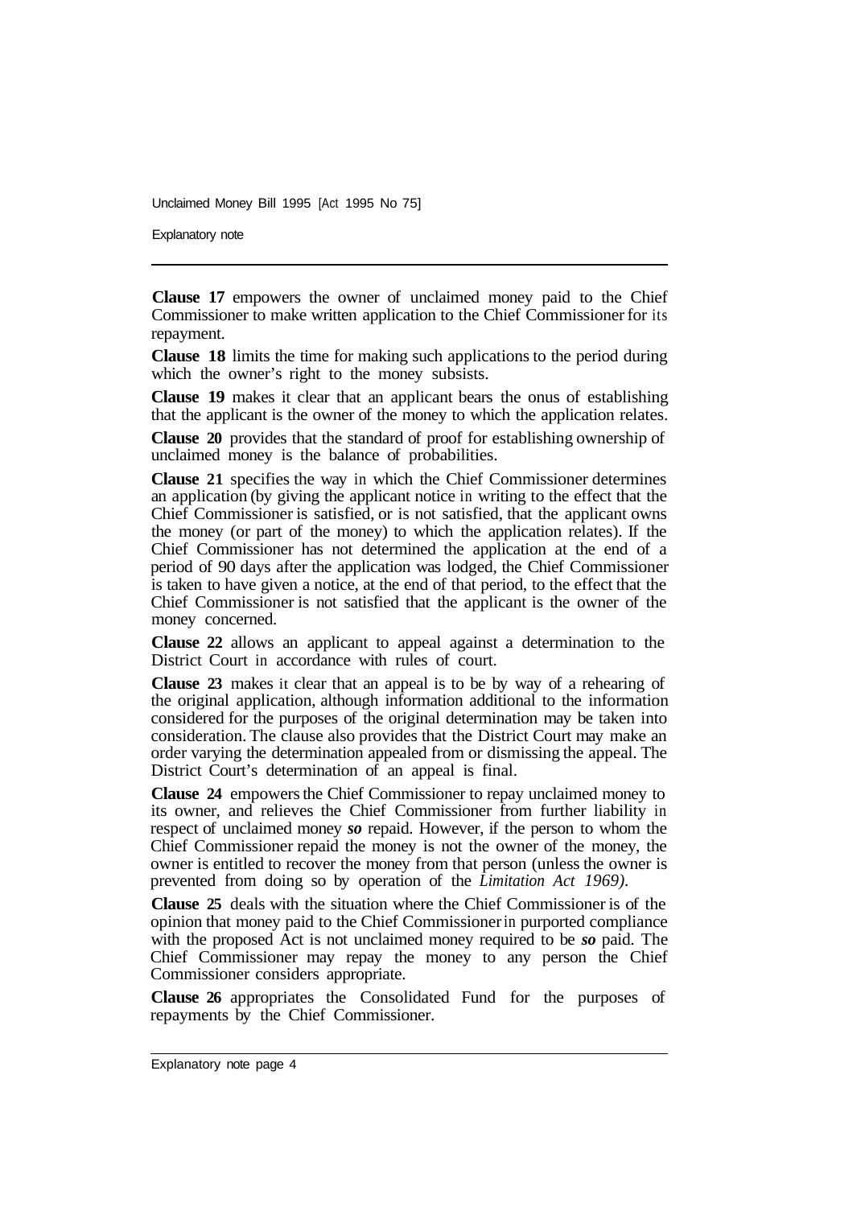**Clause 17** empowers the owner of unclaimed money paid to the Chief Commissioner to make written application to the Chief Commissioner for its repayment.

**Clause 18** limits the time for making such applications to the period during which the owner's right to the money subsists.

**Clause 19** makes it clear that an applicant bears the onus of establishing that the applicant is the owner of the money to which the application relates.

**Clause 20** provides that the standard of proof for establishing ownership of unclaimed money is the balance of probabilities.

**Clause 21** specifies the way in which the Chief Commissioner determines an application (by giving the applicant notice in writing to the effect that the Chief Commissioner is satisfied, or is not satisfied, that the applicant owns the money (or part of the money) to which the application relates). If the Chief Commissioner has not determined the application at the end of a period of 90 days after the application was lodged, the Chief Commissioner is taken to have given a notice, at the end of that period, to the effect that the Chief Commissioner is not satisfied that the applicant is the owner of the money concerned.

**Clause 22** allows an applicant to appeal against a determination to the District Court in accordance with rules of court.

**Clause 23** makes it clear that an appeal is to be by way of a rehearing of the original application, although information additional to the information considered for the purposes of the original determination may be taken into consideration. The clause also provides that the District Court may make an order varying the determination appealed from or dismissing the appeal. The District Court's determination of an appeal is final.

**Clause 24** empowers the Chief Commissioner to repay unclaimed money to its owner, and relieves the Chief Commissioner from further liability in respect of unclaimed money *so* repaid. However, if the person to whom the Chief Commissioner repaid the money is not the owner of the money, the owner is entitled to recover the money from that person (unless the owner is prevented from doing so by operation of the *Limitation Act 1969)*.

**Clause 25** deals with the situation where the Chief Commissioner is of the opinion that money paid to the Chief Commissioner in purported compliance with the proposed Act is not unclaimed money required to be *so* paid. The Chief Commissioner may repay the money to any person the Chief Commissioner considers appropriate.

**Clause 26** appropriates the Consolidated Fund for the purposes of repayments by the Chief Commissioner.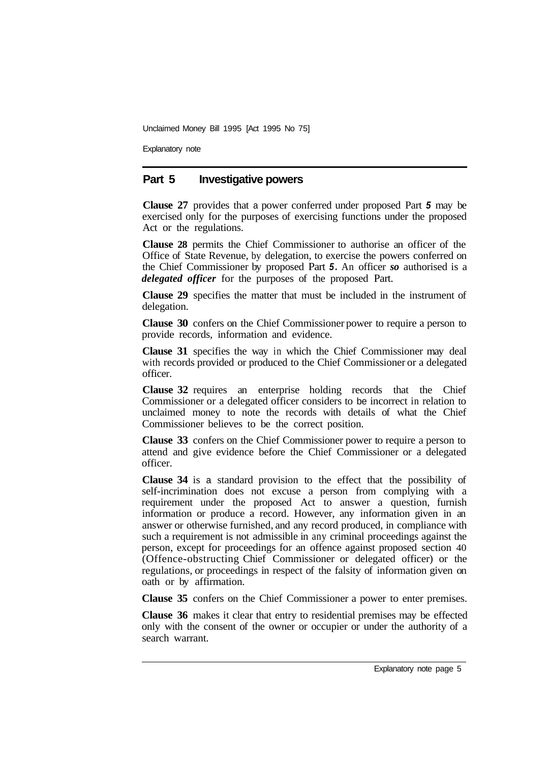## Part 5 Investigative powers

**Clause 27** provides that a power conferred under proposed Part *5* may be exercised only for the purposes of exercising functions under the proposed Act or the regulations.

**Clause 28** permits the Chief Commissioner to authorise an officer of the Office of State Revenue, by delegation, to exercise the powers conferred on the Chief Commissioner by proposed Part *5*. An officer *so* authorised is a ***delegated officer*** for the purposes of the proposed Part.

**Clause 29** specifies the matter that must be included in the instrument of delegation.

**Clause 30** confers on the Chief Commissioner power to require a person to provide records, information and evidence.

**Clause 31** specifies the way in which the Chief Commissioner may deal with records provided or produced to the Chief Commissioner or a delegated officer.

**Clause 32** requires an enterprise holding records that the Chief Commissioner or a delegated officer considers to be incorrect in relation to unclaimed money to note the records with details of what the Chief Commissioner believes to be the correct position.

**Clause 33** confers on the Chief Commissioner power to require a person to attend and give evidence before the Chief Commissioner or a delegated officer.

**Clause 34** is a standard provision to the effect that the possibility of self-incrimination does not excuse a person from complying with a requirement under the proposed Act to answer a question, furnish information or produce a record. However, any information given in an answer or otherwise furnished, and any record produced, in compliance with such a requirement is not admissible in any criminal proceedings against the person, except for proceedings for an offence against proposed section 40 (Offence-obstructing Chief Commissioner or delegated officer) or the regulations, or proceedings in respect of the falsity of information given on oath or by affirmation.

**Clause 35** confers on the Chief Commissioner a power to enter premises.

**Clause 36** makes it clear that entry to residential premises may be effected only with the consent of the owner or occupier or under the authority of a search warrant.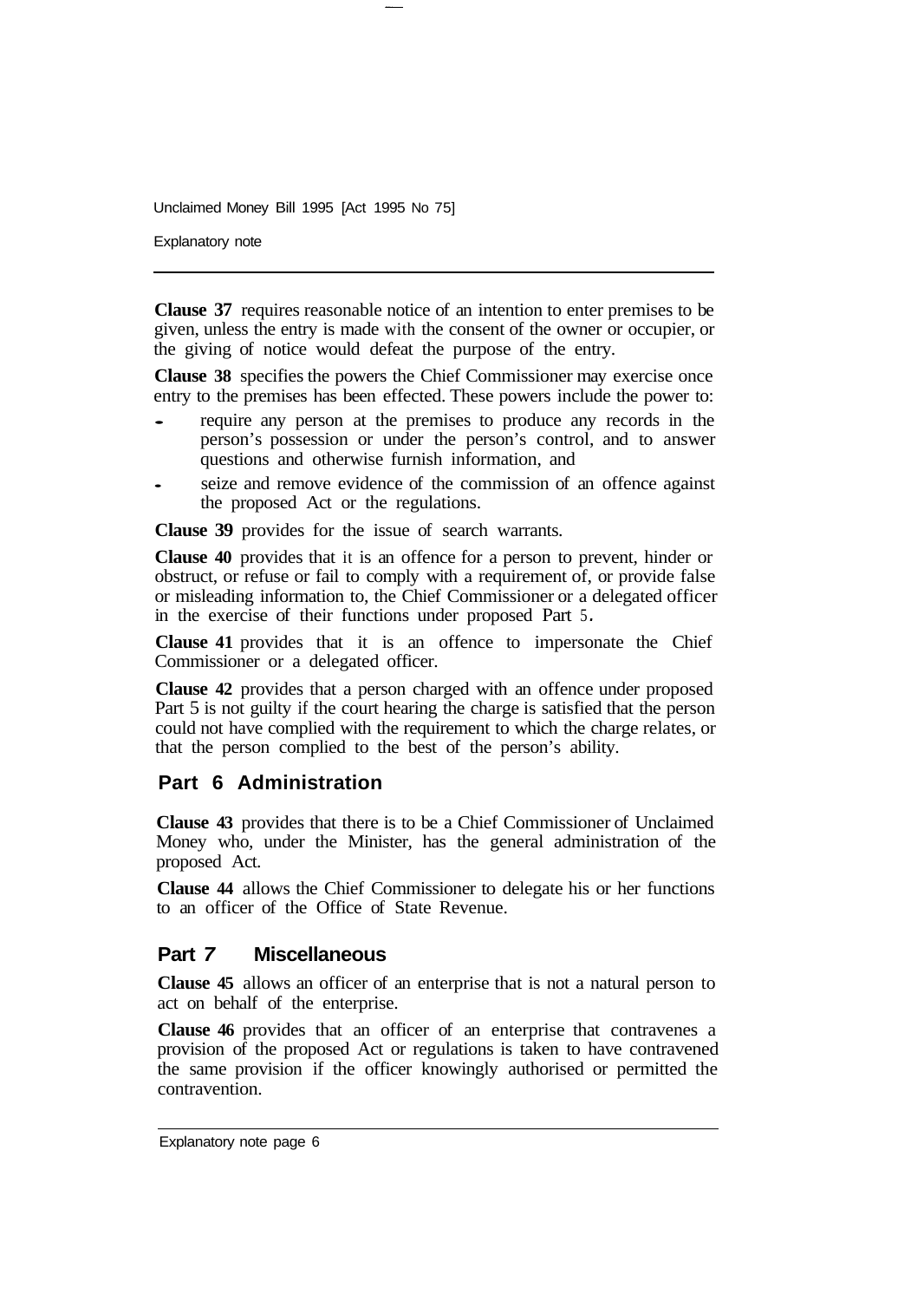**Clause 37** requires reasonable notice of an intention to enter premises to be given, unless the entry is made with the consent of the owner or occupier, or the giving of notice would defeat the purpose of the entry.

**Clause 38** specifies the powers the Chief Commissioner may exercise once entry to the premises has been effected. These powers include the power to:

- require any person at the premises to produce any records in the person's possession or under the person's control, and to answer questions and otherwise furnish information, and
- seize and remove evidence of the commission of an offence against the proposed Act or the regulations.

**Clause 39** provides for the issue of search warrants.

**Clause 40** provides that it is an offence for a person to prevent, hinder or obstruct, or refuse or fail to comply with a requirement of, or provide false or misleading information to, the Chief Commissioner or a delegated officer in the exercise of their functions under proposed Part 5.

**Clause 41** provides that it is an offence to impersonate the Chief Commissioner or a delegated officer.

**Clause 42** provides that a person charged with an offence under proposed Part 5 is not guilty if the court hearing the charge is satisfied that the person could not have complied with the requirement to which the charge relates, or that the person complied to the best of the person's ability.

## Part 6 Administration

**Clause 43** provides that there is to be a Chief Commissioner of Unclaimed Money who, under the Minister, has the general administration of the proposed Act.

**Clause 44** allows the Chief Commissioner to delegate his or her functions to an officer of the Office of State Revenue.

## Part 7 Miscellaneous

**Clause 45** allows an officer of an enterprise that is not a natural person to act on behalf of the enterprise.

**Clause 46** provides that an officer of an enterprise that contravenes a provision of the proposed Act or regulations is taken to have contravened the same provision if the officer knowingly authorised or permitted the contravention.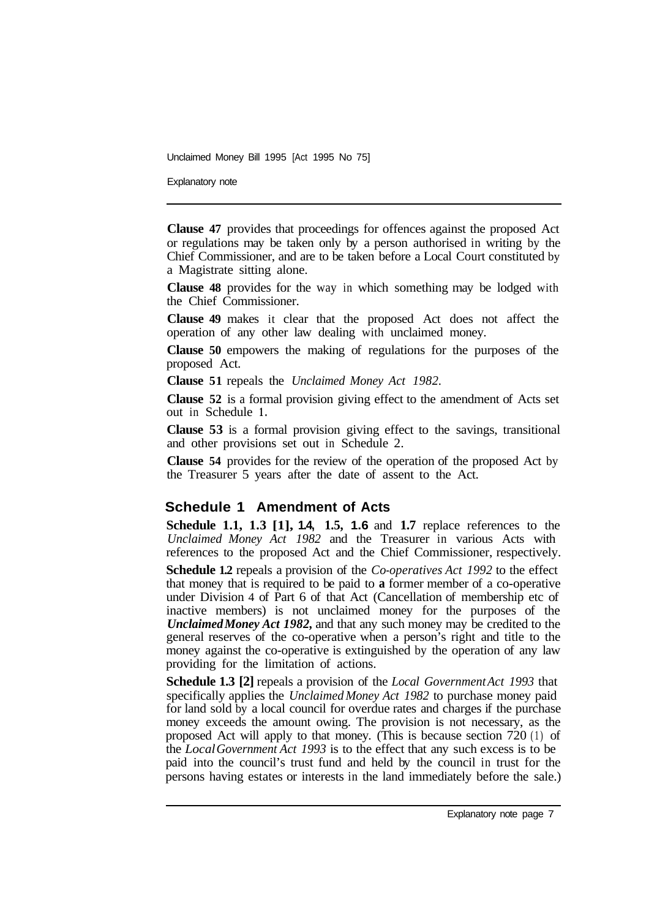**Clause 47** provides that proceedings for offences against the proposed Act or regulations may be taken only by a person authorised in writing by the Chief Commissioner, and are to be taken before a Local Court constituted by a Magistrate sitting alone.

**Clause 48** provides for the way in which something may be lodged with the Chief Commissioner.

**Clause 49** makes it clear that the proposed Act does not affect the operation of any other law dealing with unclaimed money.

**Clause 50** empowers the making of regulations for the purposes of the proposed Act.

**Clause 51** repeals the *Unclaimed Money Act 1982*.

**Clause 52** is a formal provision giving effect to the amendment of Acts set out in Schedule 1.

**Clause 53** is a formal provision giving effect to the savings, transitional and other provisions set out in Schedule 2.

**Clause 54** provides for the review of the operation of the proposed Act by the Treasurer 5 years after the date of assent to the Act.

## Schedule 1 Amendment of Acts

**Schedule 1.1, 1.3 [1], 1.4, 1.5, 1.6** and **1.7** replace references to the *Unclaimed Money Act 1982* and the Treasurer in various Acts with references to the proposed Act and the Chief Commissioner, respectively.

**Schedule 1.2** repeals a provision of the *Co-operatives Act 1992* to the effect that money that is required to be paid to a former member of a co-operative under Division 4 of Part 6 of that Act (Cancellation of membership etc of inactive members) is not unclaimed money for the purposes of the ***Unclaimed Money Act 1982***, and that any such money may be credited to the general reserves of the co-operative when a person's right and title to the money against the co-operative is extinguished by the operation of any law providing for the limitation of actions.

**Schedule 1.3 [2]** repeals a provision of the *Local Government Act 1993* that specifically applies the *Unclaimed Money Act 1982* to purchase money paid for land sold by a local council for overdue rates and charges if the purchase money exceeds the amount owing. The provision is not necessary, as the proposed Act will apply to that money. (This is because section 720 (1) of the *Local Government Act 1993* is to the effect that any such excess is to be paid into the council's trust fund and held by the council in trust for the persons having estates or interests in the land immediately before the sale.)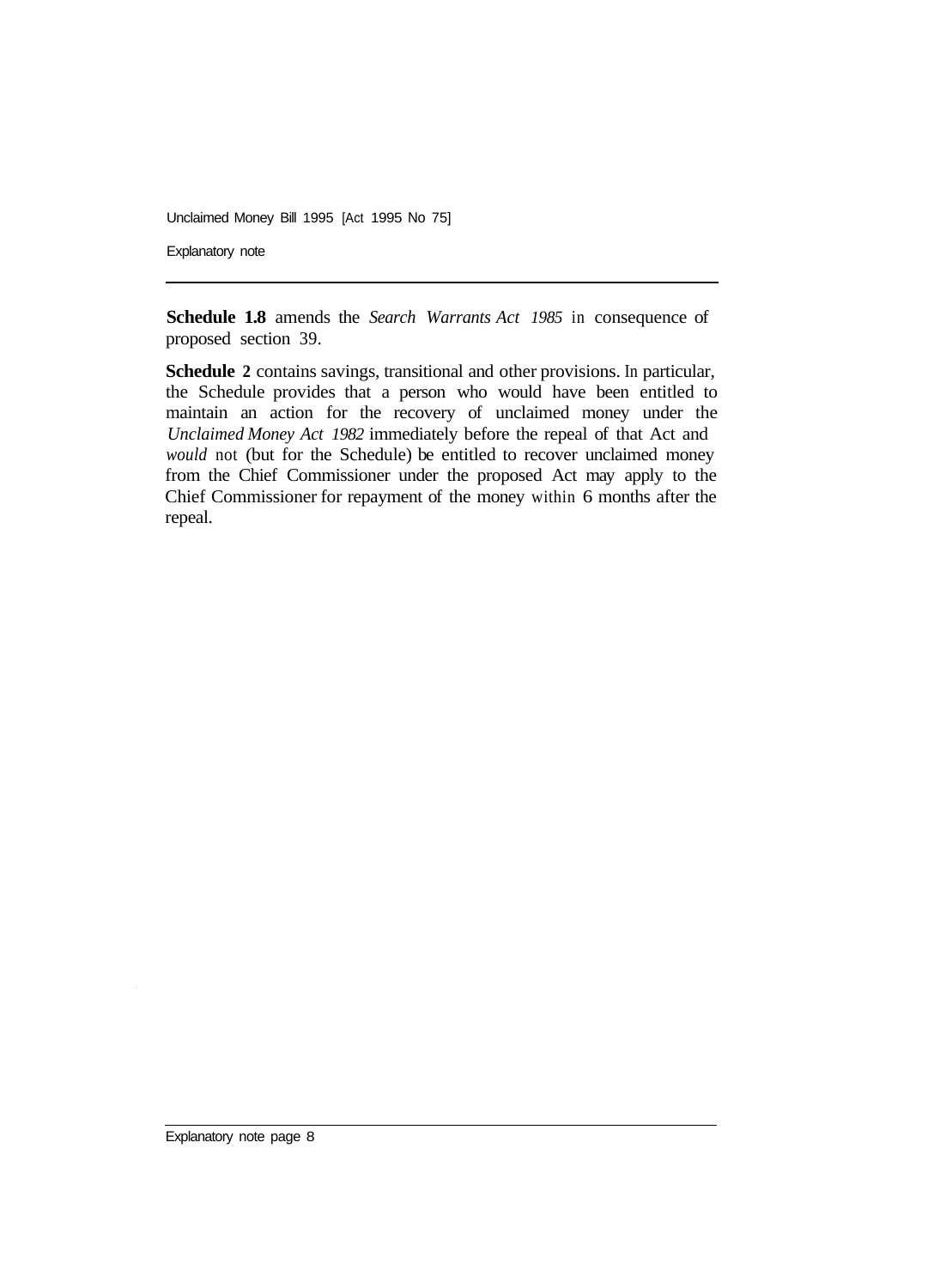**Schedule 1.8** amends the *Search Warrants Act 1985* in consequence of proposed section 39.

**Schedule 2** contains savings, transitional and other provisions. In particular, the Schedule provides that a person who would have been entitled to maintain an action for the recovery of unclaimed money under the *Unclaimed Money Act 1982* immediately before the repeal of that Act and *would* not (but for the Schedule) be entitled to recover unclaimed money from the Chief Commissioner under the proposed Act may apply to the Chief Commissioner for repayment of the money within 6 months after the repeal.